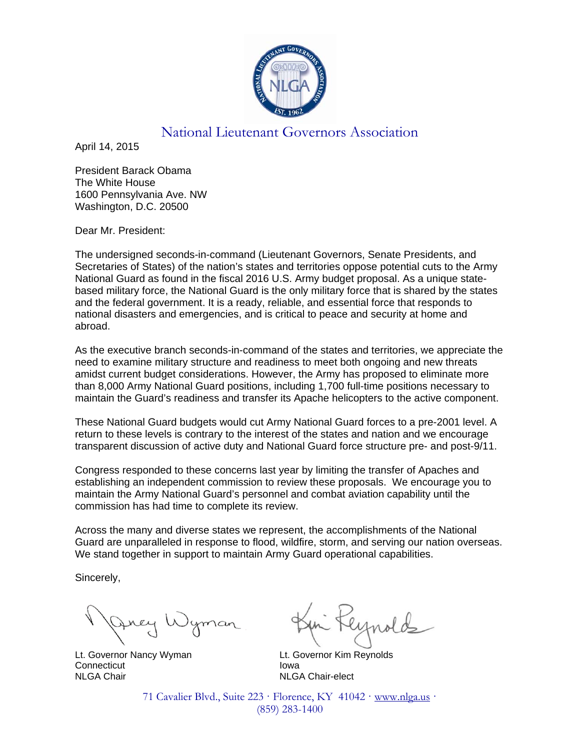# National Lieutenant Governors Association

April 14, 2015

President Barack Obama
The White House
1600 Pennsylvania Ave. NW
Washington, D.C. 20500

Dear Mr. President:

The undersigned seconds-in-command (Lieutenant Governors, Senate Presidents, and Secretaries of States) of the nation's states and territories oppose potential cuts to the Army National Guard as found in the fiscal 2016 U.S. Army budget proposal. As a unique state-based military force, the National Guard is the only military force that is shared by the states and the federal government. It is a ready, reliable, and essential force that responds to national disasters and emergencies, and is critical to peace and security at home and abroad.

As the executive branch seconds-in-command of the states and territories, we appreciate the need to examine military structure and readiness to meet both ongoing and new threats amidst current budget considerations. However, the Army has proposed to eliminate more than 8,000 Army National Guard positions, including 1,700 full-time positions necessary to maintain the Guard's readiness and transfer its Apache helicopters to the active component.

These National Guard budgets would cut Army National Guard forces to a pre-2001 level. A return to these levels is contrary to the interest of the states and nation and we encourage transparent discussion of active duty and National Guard force structure pre- and post-9/11.

Congress responded to these concerns last year by limiting the transfer of Apaches and establishing an independent commission to review these proposals. We encourage you to maintain the Army National Guard's personnel and combat aviation capability until the commission has had time to complete its review.

Across the many and diverse states we represent, the accomplishments of the National Guard are unparalleled in response to flood, wildfire, storm, and serving our nation overseas. We stand together in support to maintain Army Guard operational capabilities.

Sincerely,

Lt. Governor Nancy Wyman
Connecticut
NLGA Chair

Lt. Governor Kim Reynolds
Iowa
NLGA Chair-elect

71 Cavalier Blvd., Suite 223 · Florence, KY 41042 · www.nlga.us · (859) 283-1400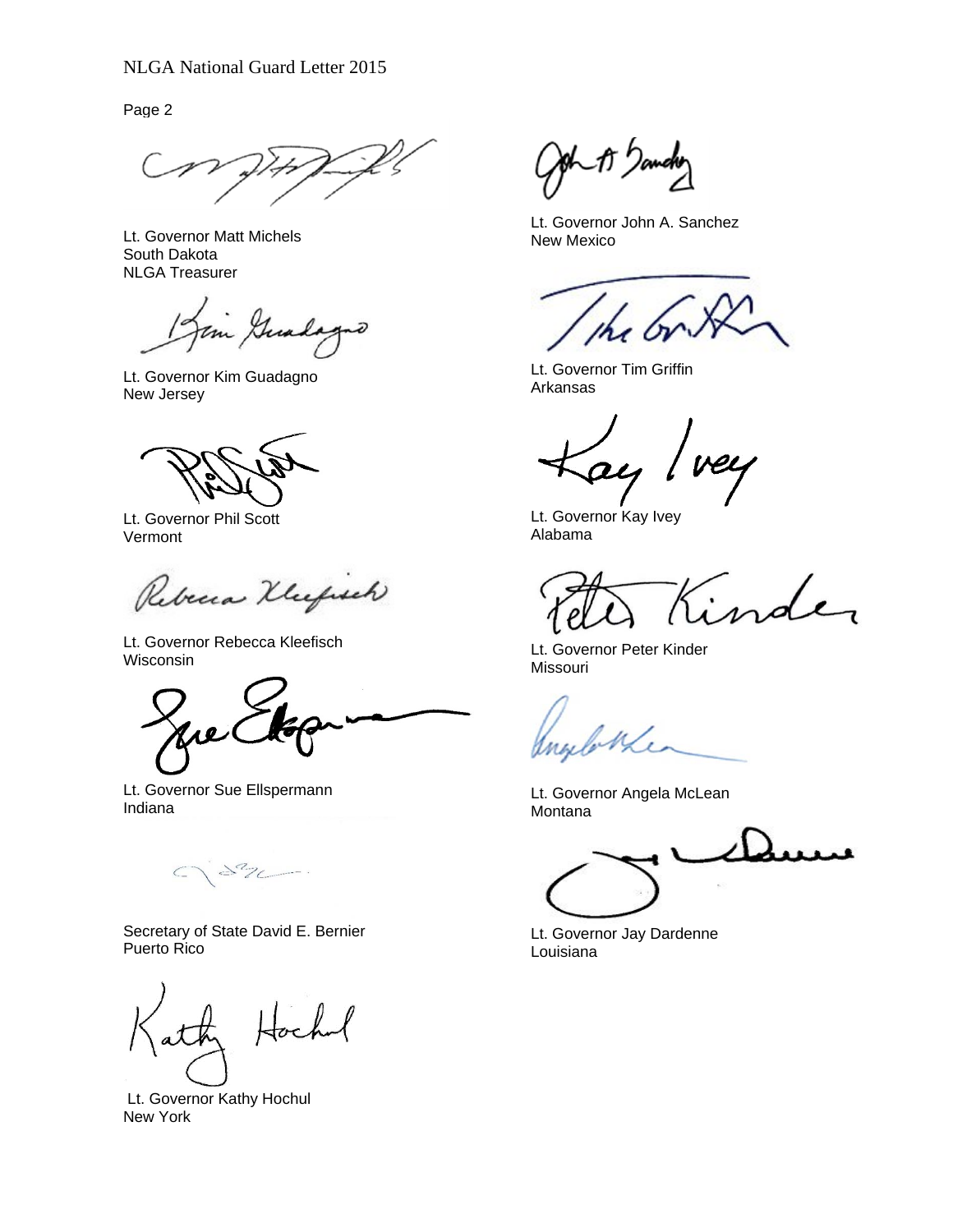Lt. Governor Matt Michels
South Dakota
NLGA Treasurer

Lt. Governor Kim Guadagno
New Jersey

Lt. Governor Phil Scott
Vermont

Lt. Governor Rebecca Kleefisch
Wisconsin

Lt. Governor Sue Ellspermann
Indiana

Secretary of State David E. Bernier
Puerto Rico

Lt. Governor Kathy Hochul
New York

Lt. Governor John A. Sanchez
New Mexico

Lt. Governor Tim Griffin
Arkansas

Lt. Governor Kay Ivey
Alabama

Lt. Governor Peter Kinder
Missouri

Lt. Governor Angela McLean
Montana

Lt. Governor Jay Dardenne
Louisiana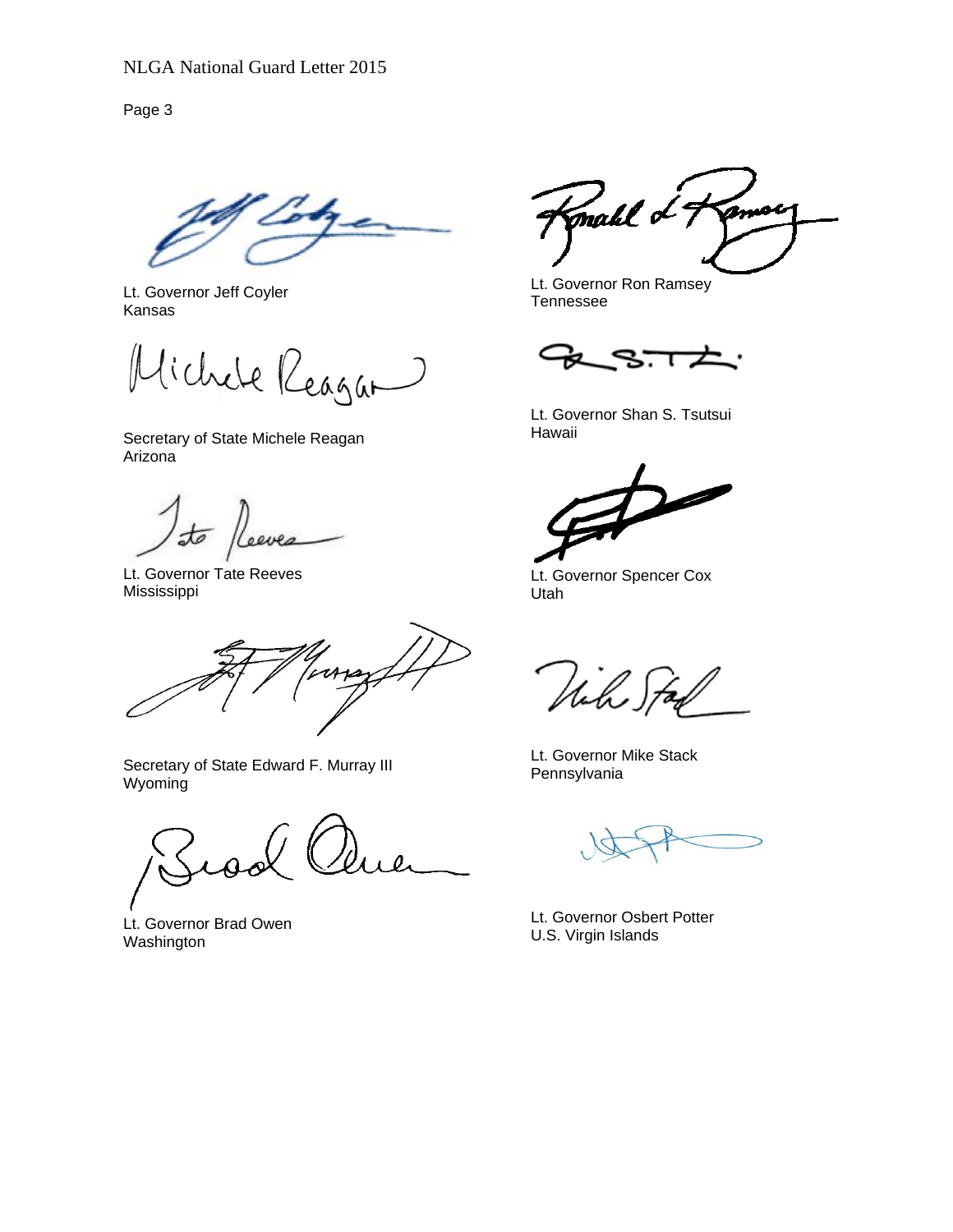Lt. Governor Jeff Coyler
Kansas

Lt. Governor Ron Ramsey
Tennessee

Secretary of State Michele Reagan
Arizona

Lt. Governor Shan S. Tsutsui
Hawaii

Lt. Governor Tate Reeves
Mississippi

Lt. Governor Spencer Cox
Utah

Secretary of State Edward F. Murray III
Wyoming

Lt. Governor Mike Stack
Pennsylvania

Lt. Governor Brad Owen
Washington

Lt. Governor Osbert Potter
U.S. Virgin Islands